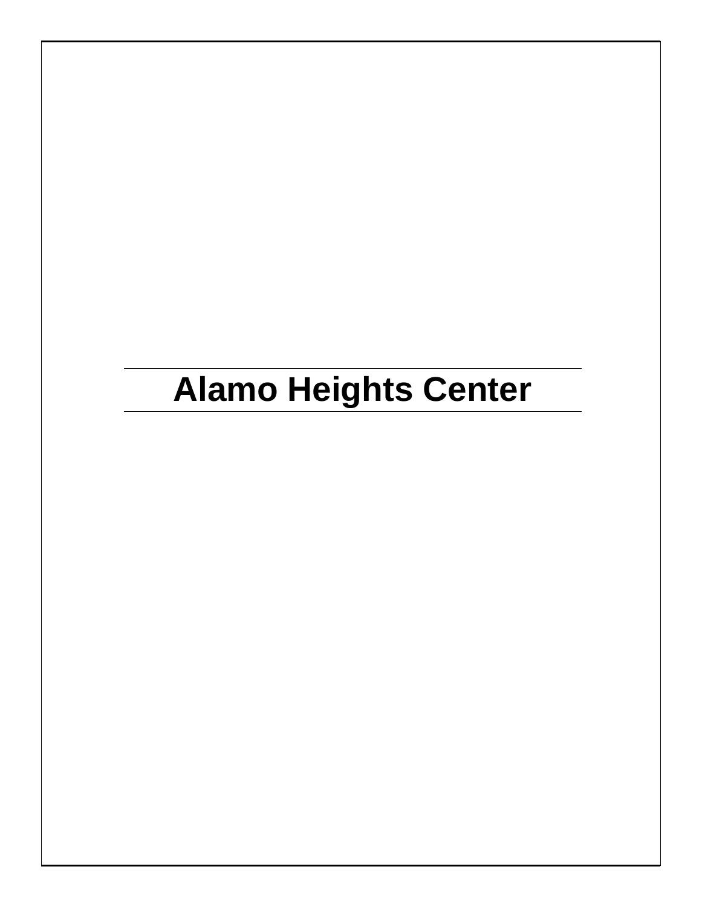# Alamo Heights Center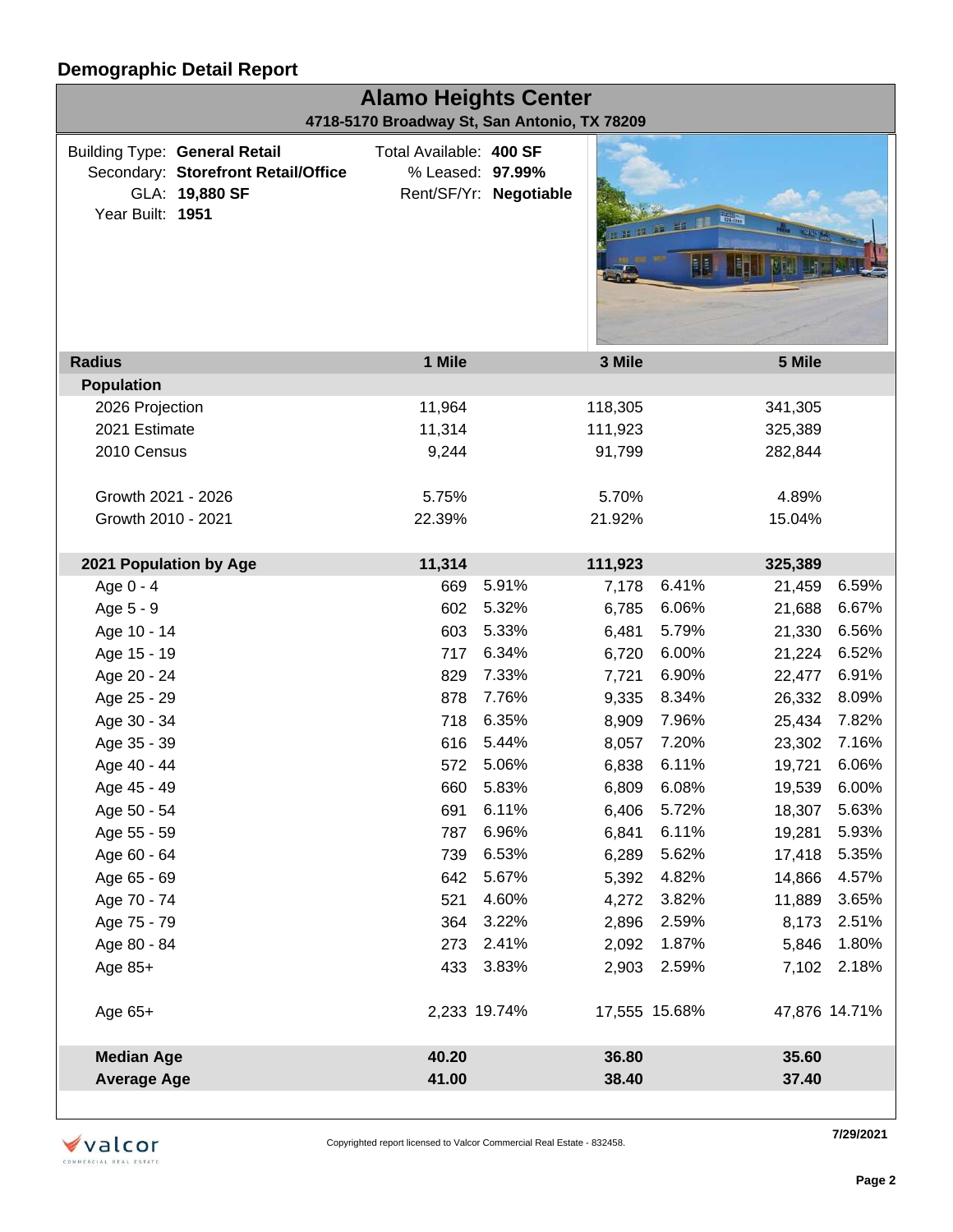## Demographic Detail Report

# Alamo Heights Center

**4718-5170 Broadway St, San Antonio, TX 78209**

Building Type: **General Retail**
Secondary: **Storefront Retail/Office**
GLA: **19,880 SF**
Year Built: **1951**

Total Available: **400 SF**
% Leased: **97.99%**
Rent/SF/Yr: **Negotiable**

| Radius | 1 Mile | | 3 Mile | | 5 Mile | |
|---|---|---|---|---|---|---|
| **Population** | | | | | | |
| 2026 Projection | 11,964 | | 118,305 | | 341,305 | |
| 2021 Estimate | 11,314 | | 111,923 | | 325,389 | |
| 2010 Census | 9,244 | | 91,799 | | 282,844 | |
| Growth 2021 - 2026 | 5.75% | | 5.70% | | 4.89% | |
| Growth 2010 - 2021 | 22.39% | | 21.92% | | 15.04% | |
| **2021 Population by Age** | **11,314** | | **111,923** | | **325,389** | |
| Age 0 - 4 | 669 | 5.91% | 7,178 | 6.41% | 21,459 | 6.59% |
| Age 5 - 9 | 602 | 5.32% | 6,785 | 6.06% | 21,688 | 6.67% |
| Age 10 - 14 | 603 | 5.33% | 6,481 | 5.79% | 21,330 | 6.56% |
| Age 15 - 19 | 717 | 6.34% | 6,720 | 6.00% | 21,224 | 6.52% |
| Age 20 - 24 | 829 | 7.33% | 7,721 | 6.90% | 22,477 | 6.91% |
| Age 25 - 29 | 878 | 7.76% | 9,335 | 8.34% | 26,332 | 8.09% |
| Age 30 - 34 | 718 | 6.35% | 8,909 | 7.96% | 25,434 | 7.82% |
| Age 35 - 39 | 616 | 5.44% | 8,057 | 7.20% | 23,302 | 7.16% |
| Age 40 - 44 | 572 | 5.06% | 6,838 | 6.11% | 19,721 | 6.06% |
| Age 45 - 49 | 660 | 5.83% | 6,809 | 6.08% | 19,539 | 6.00% |
| Age 50 - 54 | 691 | 6.11% | 6,406 | 5.72% | 18,307 | 5.63% |
| Age 55 - 59 | 787 | 6.96% | 6,841 | 6.11% | 19,281 | 5.93% |
| Age 60 - 64 | 739 | 6.53% | 6,289 | 5.62% | 17,418 | 5.35% |
| Age 65 - 69 | 642 | 5.67% | 5,392 | 4.82% | 14,866 | 4.57% |
| Age 70 - 74 | 521 | 4.60% | 4,272 | 3.82% | 11,889 | 3.65% |
| Age 75 - 79 | 364 | 3.22% | 2,896 | 2.59% | 8,173 | 2.51% |
| Age 80 - 84 | 273 | 2.41% | 2,092 | 1.87% | 5,846 | 1.80% |
| Age 85+ | 433 | 3.83% | 2,903 | 2.59% | 7,102 | 2.18% |
| Age 65+ | 2,233 | 19.74% | 17,555 | 15.68% | 47,876 | 14.71% |
| **Median Age** | **40.20** | | **36.80** | | **35.60** | |
| **Average Age** | **41.00** | | **38.40** | | **37.40** | |

Copyrighted report licensed to Valcor Commercial Real Estate - 832458.

7/29/2021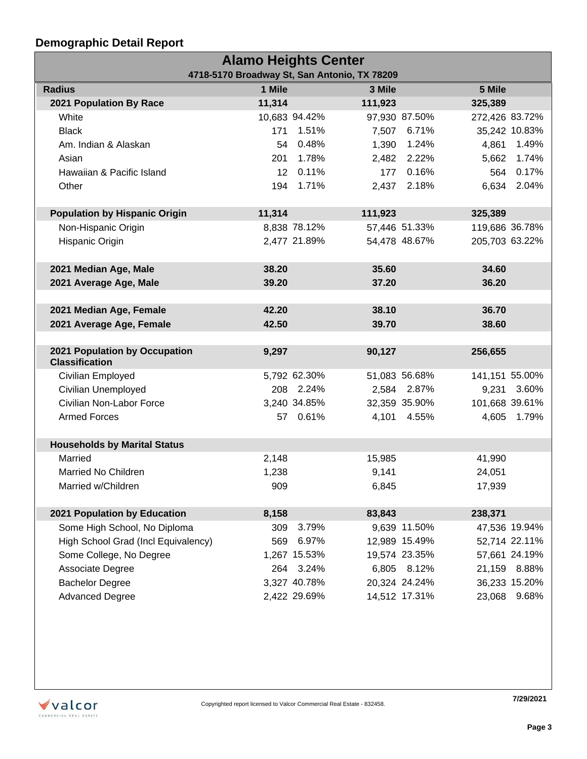## Demographic Detail Report

| Alamo Heights Center | | | | | | |
|---|---|---|---|---|---|---|
| 4718-5170 Broadway St, San Antonio, TX 78209 | | | | | | |
| **Radius** | **1 Mile** | | **3 Mile** | | **5 Mile** | |
| **2021 Population By Race** | **11,314** | | **111,923** | | **325,389** | |
| White | 10,683 | 94.42% | 97,930 | 87.50% | 272,426 | 83.72% |
| Black | 171 | 1.51% | 7,507 | 6.71% | 35,242 | 10.83% |
| Am. Indian & Alaskan | 54 | 0.48% | 1,390 | 1.24% | 4,861 | 1.49% |
| Asian | 201 | 1.78% | 2,482 | 2.22% | 5,662 | 1.74% |
| Hawaiian & Pacific Island | 12 | 0.11% | 177 | 0.16% | 564 | 0.17% |
| Other | 194 | 1.71% | 2,437 | 2.18% | 6,634 | 2.04% |
| **Population by Hispanic Origin** | **11,314** | | **111,923** | | **325,389** | |
| Non-Hispanic Origin | 8,838 | 78.12% | 57,446 | 51.33% | 119,686 | 36.78% |
| Hispanic Origin | 2,477 | 21.89% | 54,478 | 48.67% | 205,703 | 63.22% |
| **2021 Median Age, Male** | **38.20** | | **35.60** | | **34.60** | |
| **2021 Average Age, Male** | **39.20** | | **37.20** | | **36.20** | |
| **2021 Median Age, Female** | **42.20** | | **38.10** | | **36.70** | |
| **2021 Average Age, Female** | **42.50** | | **39.70** | | **38.60** | |
| **2021 Population by Occupation Classification** | **9,297** | | **90,127** | | **256,655** | |
| Civilian Employed | 5,792 | 62.30% | 51,083 | 56.68% | 141,151 | 55.00% |
| Civilian Unemployed | 208 | 2.24% | 2,584 | 2.87% | 9,231 | 3.60% |
| Civilian Non-Labor Force | 3,240 | 34.85% | 32,359 | 35.90% | 101,668 | 39.61% |
| Armed Forces | 57 | 0.61% | 4,101 | 4.55% | 4,605 | 1.79% |
| **Households by Marital Status** | | | | | | |
| Married | 2,148 | | 15,985 | | 41,990 | |
| Married No Children | 1,238 | | 9,141 | | 24,051 | |
| Married w/Children | 909 | | 6,845 | | 17,939 | |
| **2021 Population by Education** | **8,158** | | **83,843** | | **238,371** | |
| Some High School, No Diploma | 309 | 3.79% | 9,639 | 11.50% | 47,536 | 19.94% |
| High School Grad (Incl Equivalency) | 569 | 6.97% | 12,989 | 15.49% | 52,714 | 22.11% |
| Some College, No Degree | 1,267 | 15.53% | 19,574 | 23.35% | 57,661 | 24.19% |
| Associate Degree | 264 | 3.24% | 6,805 | 8.12% | 21,159 | 8.88% |
| Bachelor Degree | 3,327 | 40.78% | 20,324 | 24.24% | 36,233 | 15.20% |
| Advanced Degree | 2,422 | 29.69% | 14,512 | 17.31% | 23,068 | 9.68% |

valcor COMMERCIAL REAL ESTATE

Copyrighted report licensed to Valcor Commercial Real Estate - 832458.

7/29/2021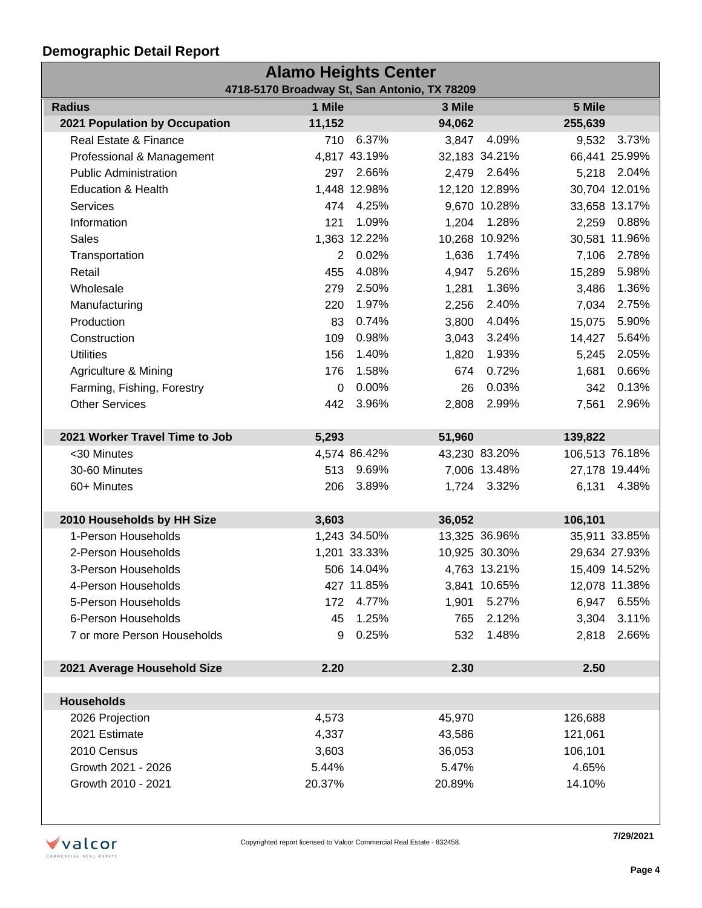## Demographic Detail Report

### Alamo Heights Center

**4718-5170 Broadway St, San Antonio, TX 78209**

| Radius | 1 Mile | | 3 Mile | | 5 Mile | |
|---|---|---|---|---|---|---|
| **2021 Population by Occupation** | **11,152** | | **94,062** | | **255,639** | |
| Real Estate & Finance | 710 | 6.37% | 3,847 | 4.09% | 9,532 | 3.73% |
| Professional & Management | 4,817 | 43.19% | 32,183 | 34.21% | 66,441 | 25.99% |
| Public Administration | 297 | 2.66% | 2,479 | 2.64% | 5,218 | 2.04% |
| Education & Health | 1,448 | 12.98% | 12,120 | 12.89% | 30,704 | 12.01% |
| Services | 474 | 4.25% | 9,670 | 10.28% | 33,658 | 13.17% |
| Information | 121 | 1.09% | 1,204 | 1.28% | 2,259 | 0.88% |
| Sales | 1,363 | 12.22% | 10,268 | 10.92% | 30,581 | 11.96% |
| Transportation | 2 | 0.02% | 1,636 | 1.74% | 7,106 | 2.78% |
| Retail | 455 | 4.08% | 4,947 | 5.26% | 15,289 | 5.98% |
| Wholesale | 279 | 2.50% | 1,281 | 1.36% | 3,486 | 1.36% |
| Manufacturing | 220 | 1.97% | 2,256 | 2.40% | 7,034 | 2.75% |
| Production | 83 | 0.74% | 3,800 | 4.04% | 15,075 | 5.90% |
| Construction | 109 | 0.98% | 3,043 | 3.24% | 14,427 | 5.64% |
| Utilities | 156 | 1.40% | 1,820 | 1.93% | 5,245 | 2.05% |
| Agriculture & Mining | 176 | 1.58% | 674 | 0.72% | 1,681 | 0.66% |
| Farming, Fishing, Forestry | 0 | 0.00% | 26 | 0.03% | 342 | 0.13% |
| Other Services | 442 | 3.96% | 2,808 | 2.99% | 7,561 | 2.96% |
| | | | | | | |
| **2021 Worker Travel Time to Job** | **5,293** | | **51,960** | | **139,822** | |
| <30 Minutes | 4,574 | 86.42% | 43,230 | 83.20% | 106,513 | 76.18% |
| 30-60 Minutes | 513 | 9.69% | 7,006 | 13.48% | 27,178 | 19.44% |
| 60+ Minutes | 206 | 3.89% | 1,724 | 3.32% | 6,131 | 4.38% |
| | | | | | | |
| **2010 Households by HH Size** | **3,603** | | **36,052** | | **106,101** | |
| 1-Person Households | 1,243 | 34.50% | 13,325 | 36.96% | 35,911 | 33.85% |
| 2-Person Households | 1,201 | 33.33% | 10,925 | 30.30% | 29,634 | 27.93% |
| 3-Person Households | 506 | 14.04% | 4,763 | 13.21% | 15,409 | 14.52% |
| 4-Person Households | 427 | 11.85% | 3,841 | 10.65% | 12,078 | 11.38% |
| 5-Person Households | 172 | 4.77% | 1,901 | 5.27% | 6,947 | 6.55% |
| 6-Person Households | 45 | 1.25% | 765 | 2.12% | 3,304 | 3.11% |
| 7 or more Person Households | 9 | 0.25% | 532 | 1.48% | 2,818 | 2.66% |
| | | | | | | |
| **2021 Average Household Size** | **2.20** | | **2.30** | | **2.50** | |
| | | | | | | |
| **Households** | | | | | | |
| 2026 Projection | 4,573 | | 45,970 | | 126,688 | |
| 2021 Estimate | 4,337 | | 43,586 | | 121,061 | |
| 2010 Census | 3,603 | | 36,053 | | 106,101 | |
| Growth 2021 - 2026 | 5.44% | | 5.47% | | 4.65% | |
| Growth 2010 - 2021 | 20.37% | | 20.89% | | 14.10% | |

Copyrighted report licensed to Valcor Commercial Real Estate - 832458.

7/29/2021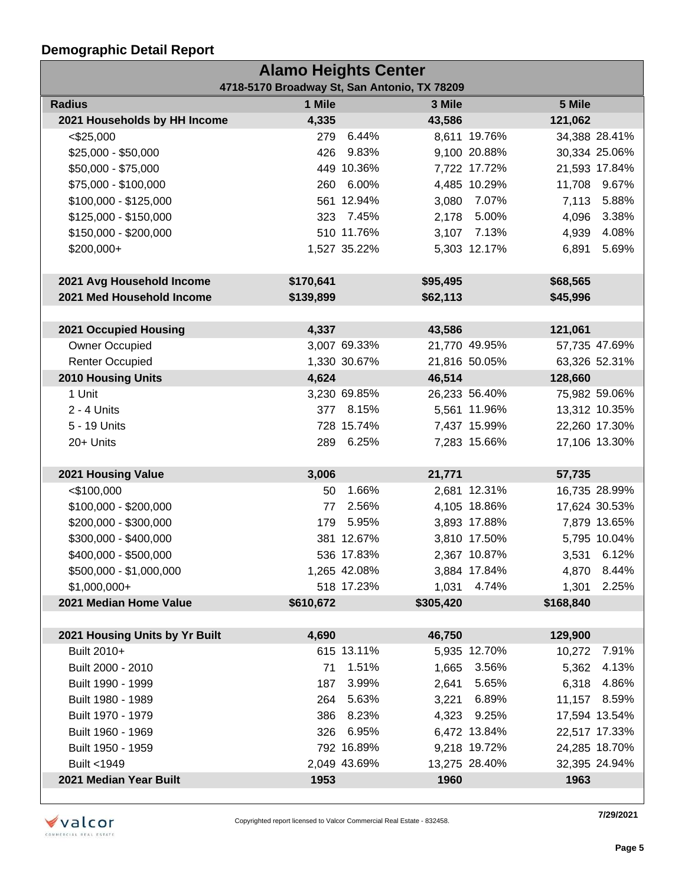## Demographic Detail Report

| Alamo Heights Center | | | | | | |
|---|---|---|---|---|---|---|
| 4718-5170 Broadway St, San Antonio, TX 78209 | | | | | | |
| **Radius** | **1 Mile** | | **3 Mile** | | **5 Mile** | |
| **2021 Households by HH Income** | **4,335** | | **43,586** | | **121,062** | |
| <$25,000 | 279 | 6.44% | 8,611 | 19.76% | 34,388 | 28.41% |
| $25,000 - $50,000 | 426 | 9.83% | 9,100 | 20.88% | 30,334 | 25.06% |
| $50,000 - $75,000 | 449 | 10.36% | 7,722 | 17.72% | 21,593 | 17.84% |
| $75,000 - $100,000 | 260 | 6.00% | 4,485 | 10.29% | 11,708 | 9.67% |
| $100,000 - $125,000 | 561 | 12.94% | 3,080 | 7.07% | 7,113 | 5.88% |
| $125,000 - $150,000 | 323 | 7.45% | 2,178 | 5.00% | 4,096 | 3.38% |
| $150,000 - $200,000 | 510 | 11.76% | 3,107 | 7.13% | 4,939 | 4.08% |
| $200,000+ | 1,527 | 35.22% | 5,303 | 12.17% | 6,891 | 5.69% |
| | | | | | | |
| **2021 Avg Household Income** | **$170,641** | | **$95,495** | | **$68,565** | |
| **2021 Med Household Income** | **$139,899** | | **$62,113** | | **$45,996** | |
| | | | | | | |
| **2021 Occupied Housing** | **4,337** | | **43,586** | | **121,061** | |
| Owner Occupied | 3,007 | 69.33% | 21,770 | 49.95% | 57,735 | 47.69% |
| Renter Occupied | 1,330 | 30.67% | 21,816 | 50.05% | 63,326 | 52.31% |
| **2010 Housing Units** | **4,624** | | **46,514** | | **128,660** | |
| 1 Unit | 3,230 | 69.85% | 26,233 | 56.40% | 75,982 | 59.06% |
| 2 - 4 Units | 377 | 8.15% | 5,561 | 11.96% | 13,312 | 10.35% |
| 5 - 19 Units | 728 | 15.74% | 7,437 | 15.99% | 22,260 | 17.30% |
| 20+ Units | 289 | 6.25% | 7,283 | 15.66% | 17,106 | 13.30% |
| | | | | | | |
| **2021 Housing Value** | **3,006** | | **21,771** | | **57,735** | |
| <$100,000 | 50 | 1.66% | 2,681 | 12.31% | 16,735 | 28.99% |
| $100,000 - $200,000 | 77 | 2.56% | 4,105 | 18.86% | 17,624 | 30.53% |
| $200,000 - $300,000 | 179 | 5.95% | 3,893 | 17.88% | 7,879 | 13.65% |
| $300,000 - $400,000 | 381 | 12.67% | 3,810 | 17.50% | 5,795 | 10.04% |
| $400,000 - $500,000 | 536 | 17.83% | 2,367 | 10.87% | 3,531 | 6.12% |
| $500,000 - $1,000,000 | 1,265 | 42.08% | 3,884 | 17.84% | 4,870 | 8.44% |
| $1,000,000+ | 518 | 17.23% | 1,031 | 4.74% | 1,301 | 2.25% |
| **2021 Median Home Value** | **$610,672** | | **$305,420** | | **$168,840** | |
| | | | | | | |
| **2021 Housing Units by Yr Built** | **4,690** | | **46,750** | | **129,900** | |
| Built 2010+ | 615 | 13.11% | 5,935 | 12.70% | 10,272 | 7.91% |
| Built 2000 - 2010 | 71 | 1.51% | 1,665 | 3.56% | 5,362 | 4.13% |
| Built 1990 - 1999 | 187 | 3.99% | 2,641 | 5.65% | 6,318 | 4.86% |
| Built 1980 - 1989 | 264 | 5.63% | 3,221 | 6.89% | 11,157 | 8.59% |
| Built 1970 - 1979 | 386 | 8.23% | 4,323 | 9.25% | 17,594 | 13.54% |
| Built 1960 - 1969 | 326 | 6.95% | 6,472 | 13.84% | 22,517 | 17.33% |
| Built 1950 - 1959 | 792 | 16.89% | 9,218 | 19.72% | 24,285 | 18.70% |
| Built <1949 | 2,049 | 43.69% | 13,275 | 28.40% | 32,395 | 24.94% |
| **2021 Median Year Built** | **1953** | | **1960** | | **1963** | |

Copyrighted report licensed to Valcor Commercial Real Estate - 832458.

7/29/2021